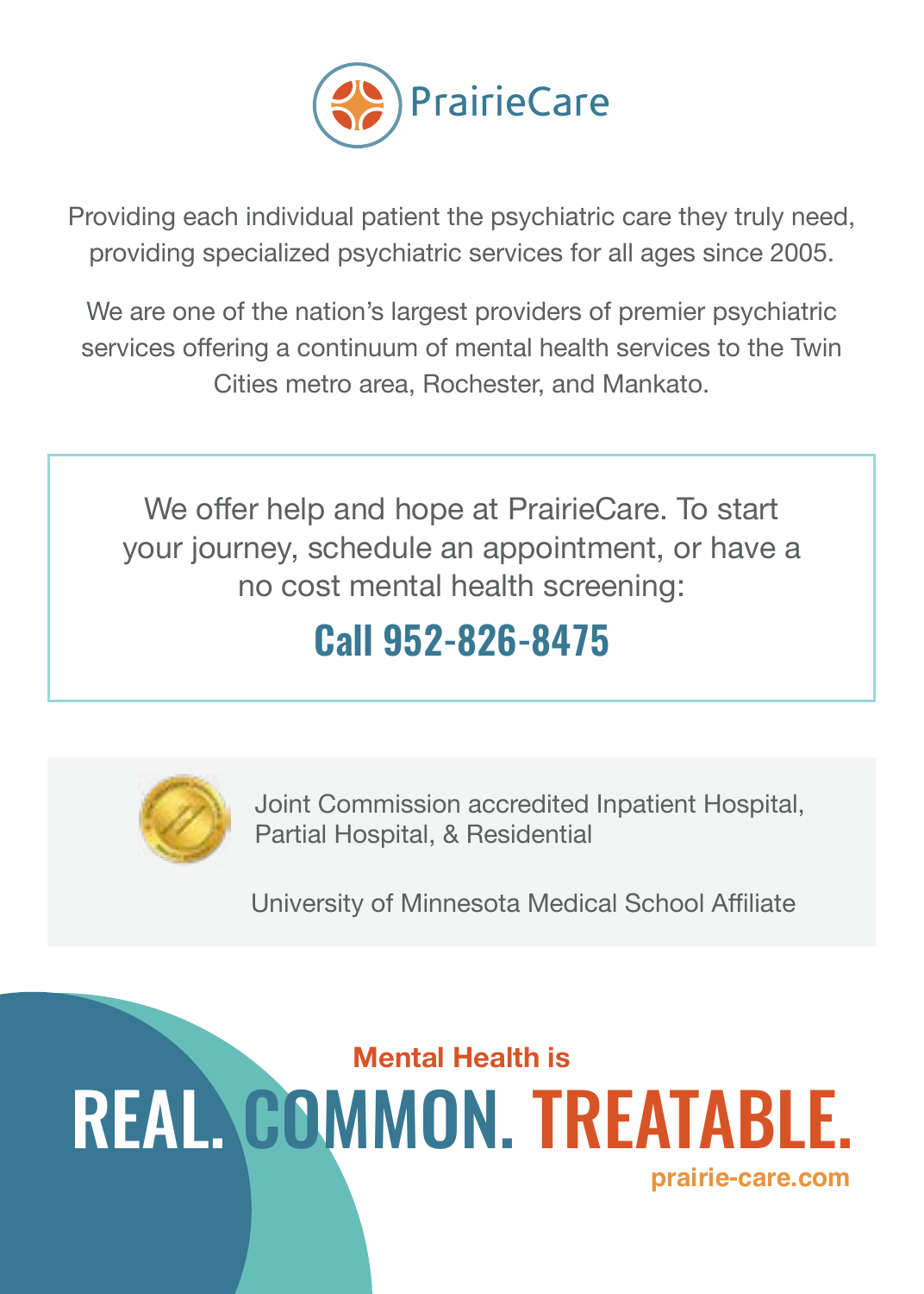# PrairieCare

Providing each individual patient the psychiatric care they truly need, providing specialized psychiatric services for all ages since 2005.

We are one of the nation's largest providers of premier psychiatric services offering a continuum of mental health services to the Twin Cities metro area, Rochester, and Mankato.

We offer help and hope at PrairieCare. To start your journey, schedule an appointment, or have a no cost mental health screening:

## Call 952-826-8475

Joint Commission accredited Inpatient Hospital, Partial Hospital, & Residential

University of Minnesota Medical School Affiliate

**Mental Health is**

# REAL. COMMON. TREATABLE.

**prairie-care.com**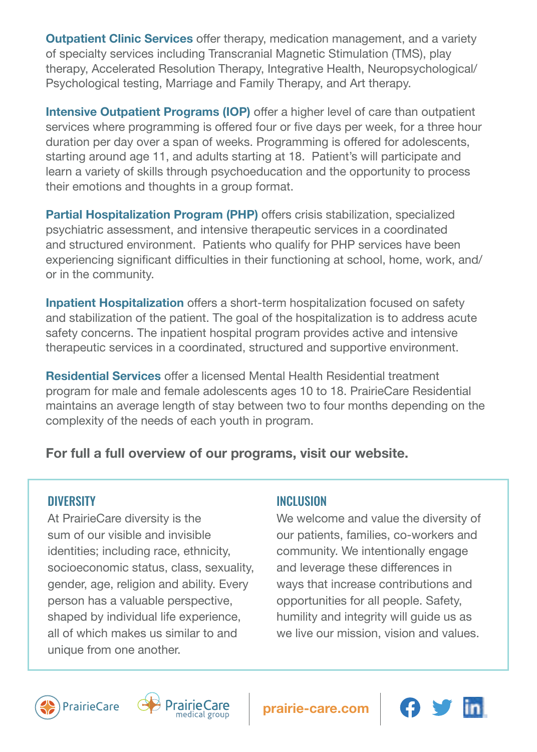**Outpatient Clinic Services** offer therapy, medication management, and a variety of specialty services including Transcranial Magnetic Stimulation (TMS), play therapy, Accelerated Resolution Therapy, Integrative Health, Neuropsychological/Psychological testing, Marriage and Family Therapy, and Art therapy.

**Intensive Outpatient Programs (IOP)** offer a higher level of care than outpatient services where programming is offered four or five days per week, for a three hour duration per day over a span of weeks. Programming is offered for adolescents, starting around age 11, and adults starting at 18. Patient's will participate and learn a variety of skills through psychoeducation and the opportunity to process their emotions and thoughts in a group format.

**Partial Hospitalization Program (PHP)** offers crisis stabilization, specialized psychiatric assessment, and intensive therapeutic services in a coordinated and structured environment. Patients who qualify for PHP services have been experiencing significant difficulties in their functioning at school, home, work, and/or in the community.

**Inpatient Hospitalization** offers a short-term hospitalization focused on safety and stabilization of the patient. The goal of the hospitalization is to address acute safety concerns. The inpatient hospital program provides active and intensive therapeutic services in a coordinated, structured and supportive environment.

**Residential Services** offer a licensed Mental Health Residential treatment program for male and female adolescents ages 10 to 18. PrairieCare Residential maintains an average length of stay between two to four months depending on the complexity of the needs of each youth in program.

**For full a full overview of our programs, visit our website.**

## DIVERSITY

At PrairieCare diversity is the sum of our visible and invisible identities; including race, ethnicity, socioeconomic status, class, sexuality, gender, age, religion and ability. Every person has a valuable perspective, shaped by individual life experience, all of which makes us similar to and unique from one another.

## INCLUSION

We welcome and value the diversity of our patients, families, co-workers and community. We intentionally engage and leverage these differences in ways that increase contributions and opportunities for all people. Safety, humility and integrity will guide us as we live our mission, vision and values.

PrairieCare | PrairieCare medical group | prairie-care.com